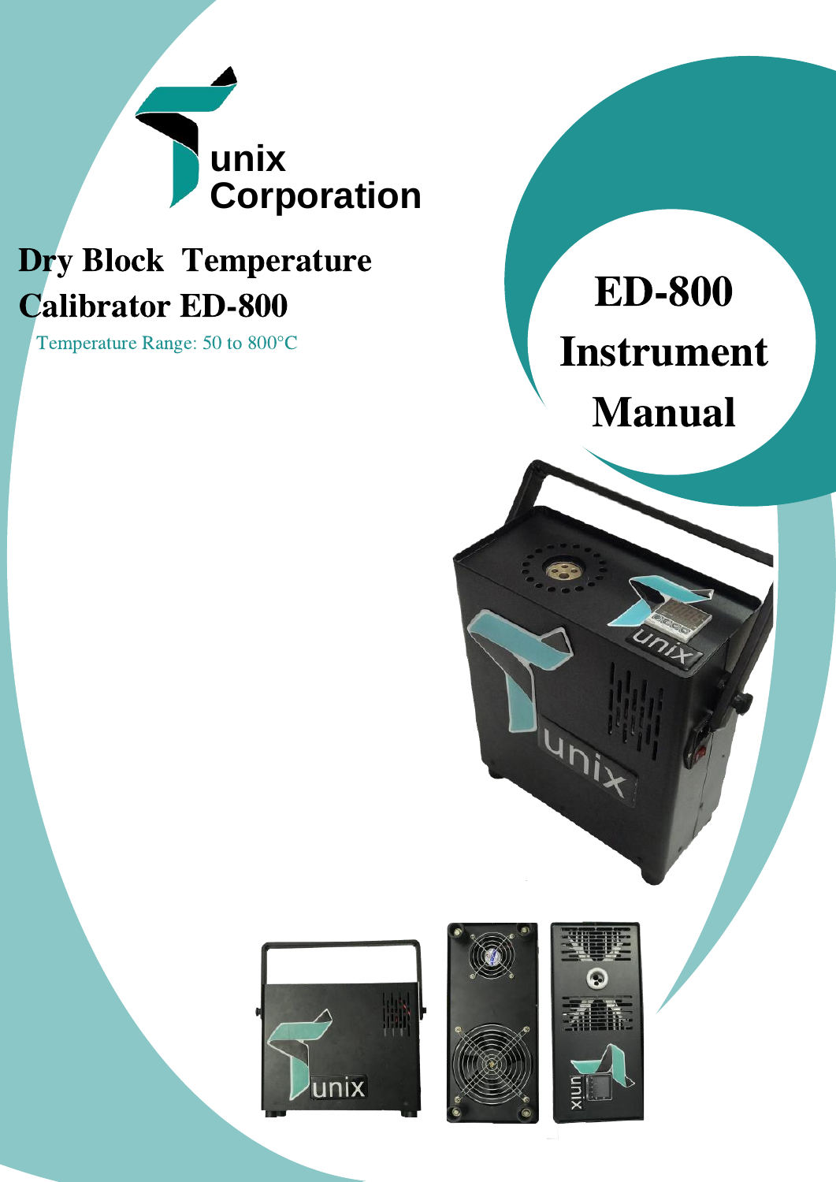unix Corporation

# Dry Block Temperature Calibrator ED-800

Temperature Range: 50 to 800°C

# ED-800 Instrument Manual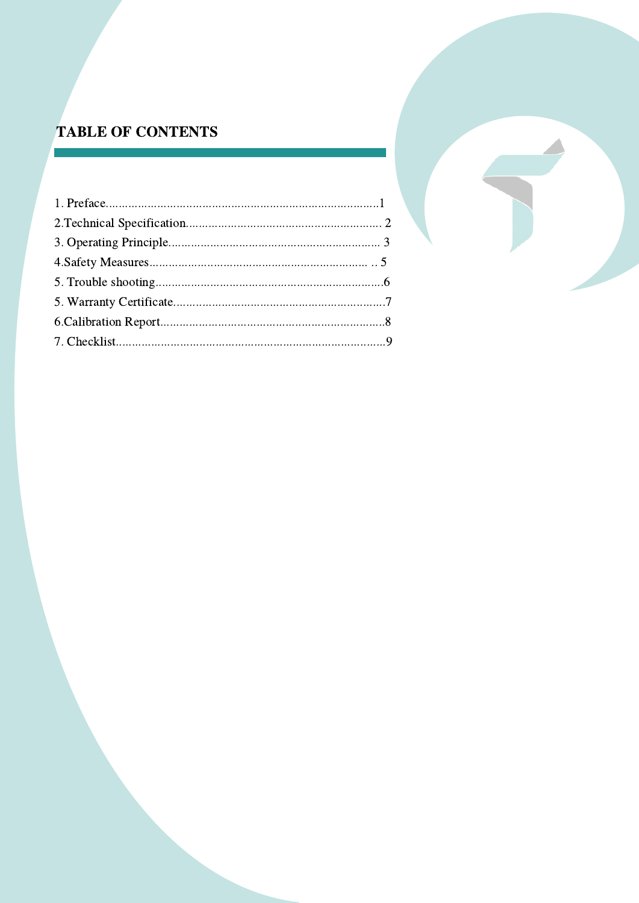# TABLE OF CONTENTS

1. Preface.......................................................................................1
2.Technical Specification............................................................. 2
3. Operating Principle................................................................... 3
4.Safety Measures..................................................................... .. 5
5. Trouble shooting.......................................................................6
5. Warranty Certificate..................................................................7
6.Calibration Report......................................................................8
7. Checklist.....................................................................................9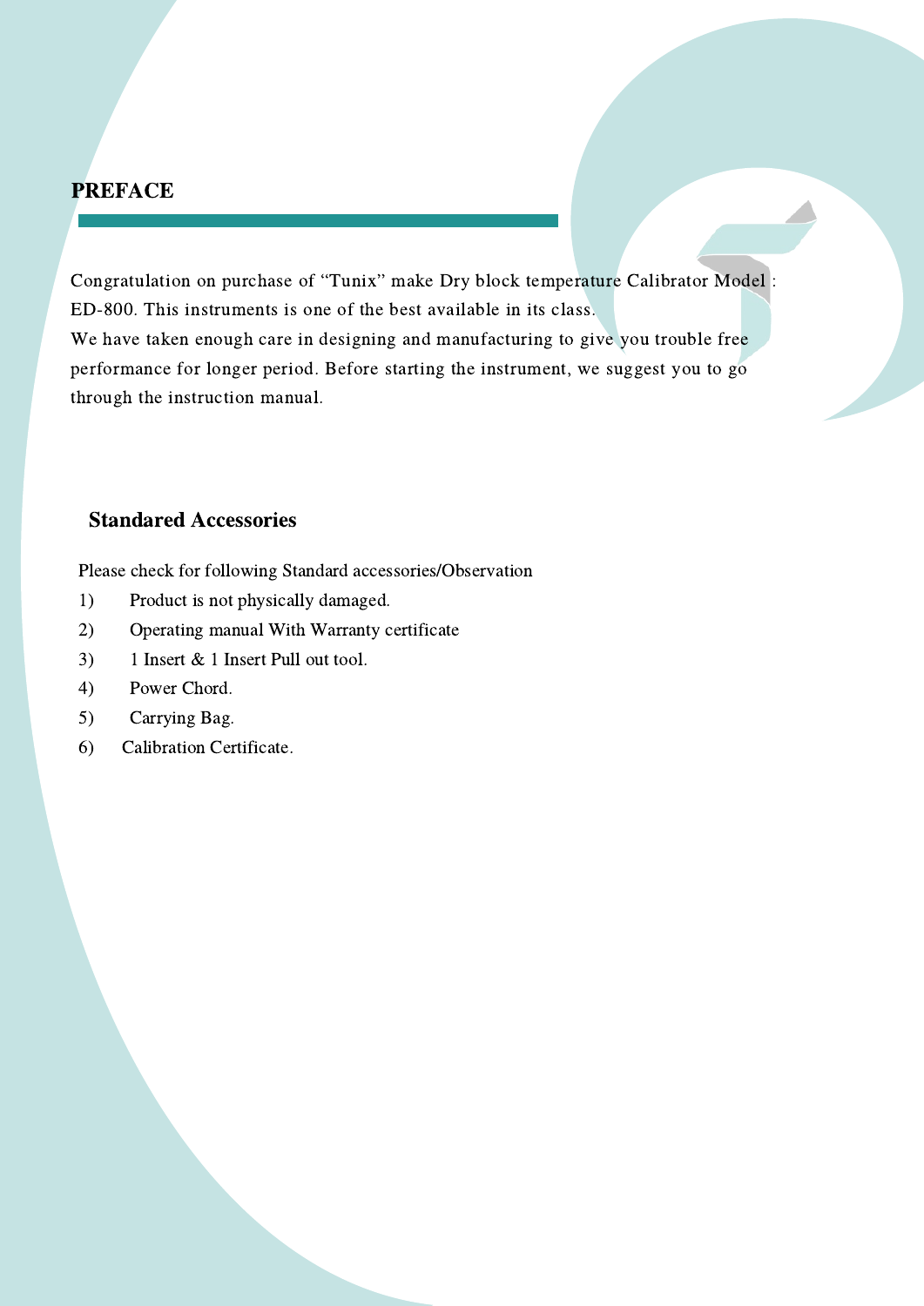## PREFACE

Congratulation on purchase of "Tunix" make Dry block temperature Calibrator Model : ED-800. This instruments is one of the best available in its class.
We have taken enough care in designing and manufacturing to give you trouble free performance for longer period. Before starting the instrument, we suggest you to go through the instruction manual.

### Standared Accessories

Please check for following Standard accessories/Observation

1) Product is not physically damaged.
2) Operating manual With Warranty certificate
3) 1 Insert & 1 Insert Pull out tool.
4) Power Chord.
5) Carrying Bag.
6) Calibration Certificate.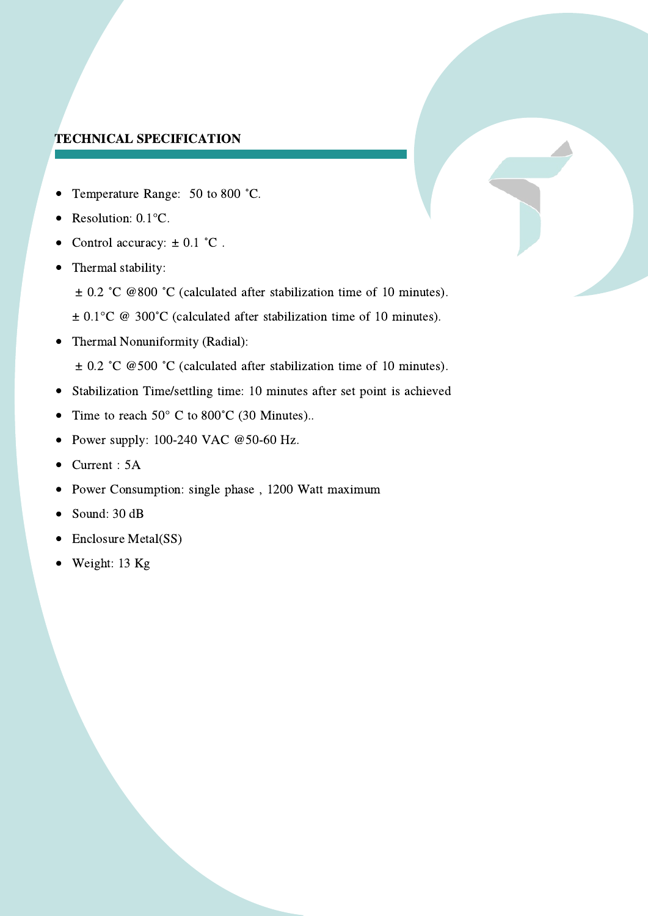## TECHNICAL SPECIFICATION

- Temperature Range: 50 to 800 ˚C.
- Resolution: 0.1°C.
- Control accuracy: ± 0.1 ˚C .
- Thermal stability:

  ± 0.2 ˚C @800 ˚C (calculated after stabilization time of 10 minutes).

  ± 0.1°C @ 300˚C (calculated after stabilization time of 10 minutes).
- Thermal Nonuniformity (Radial):

  ± 0.2 ˚C @500 ˚C (calculated after stabilization time of 10 minutes).
- Stabilization Time/settling time: 10 minutes after set point is achieved
- Time to reach 50° C to 800˚C (30 Minutes)..
- Power supply: 100-240 VAC @50-60 Hz.
- Current : 5A
- Power Consumption: single phase , 1200 Watt maximum
- Sound: 30 dB
- Enclosure Metal(SS)
- Weight: 13 Kg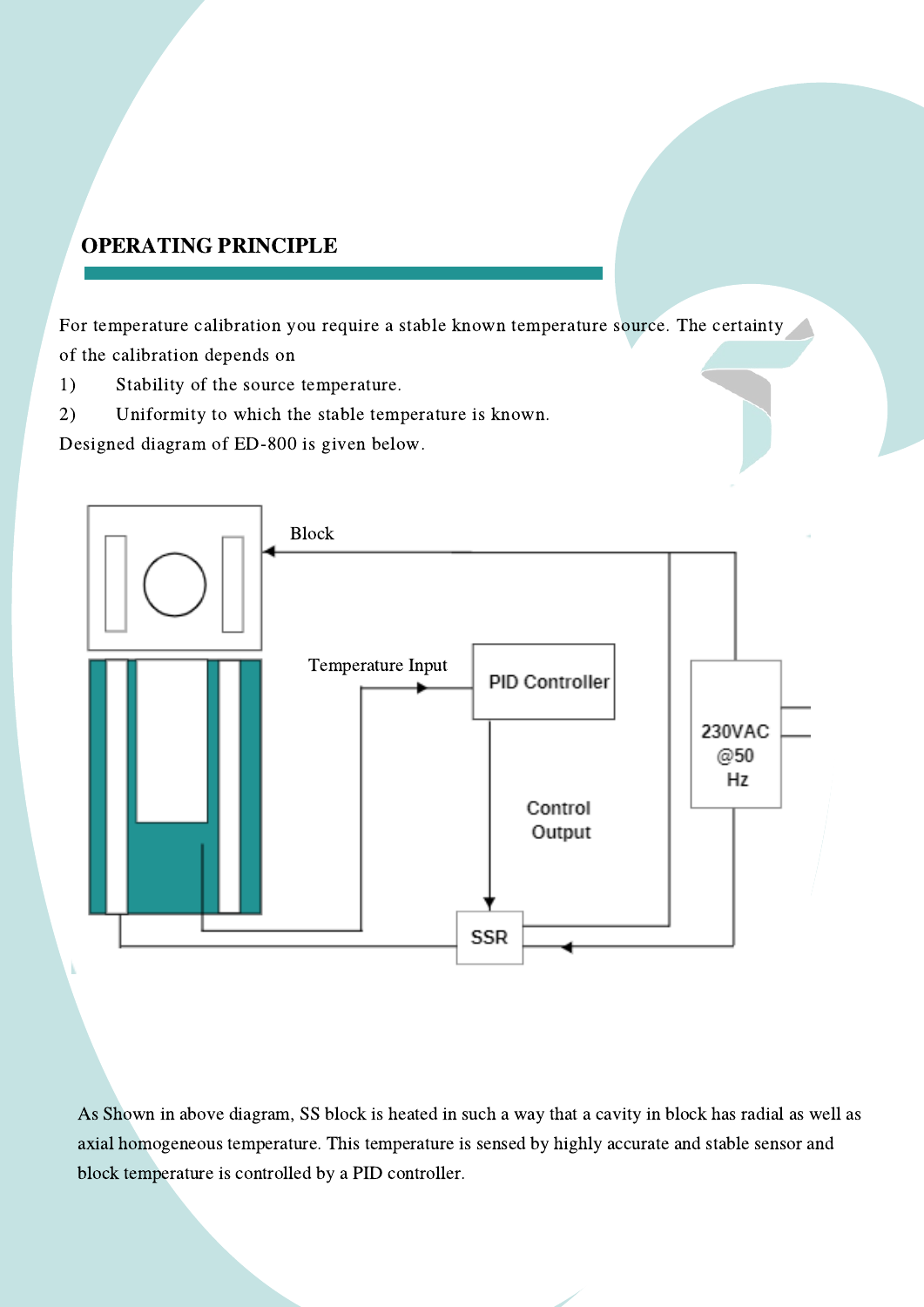## OPERATING PRINCIPLE

For temperature calibration you require a stable known temperature source. The certainty of the calibration depends on

1) Stability of the source temperature.
2) Uniformity to which the stable temperature is known.

Designed diagram of ED-800 is given below.

Block

Temperature Input

PID Controller

230VAC @50 Hz

Control Output

SSR

As Shown in above diagram, SS block is heated in such a way that a cavity in block has radial as well as axial homogeneous temperature. This temperature is sensed by highly accurate and stable sensor and block temperature is controlled by a PID controller.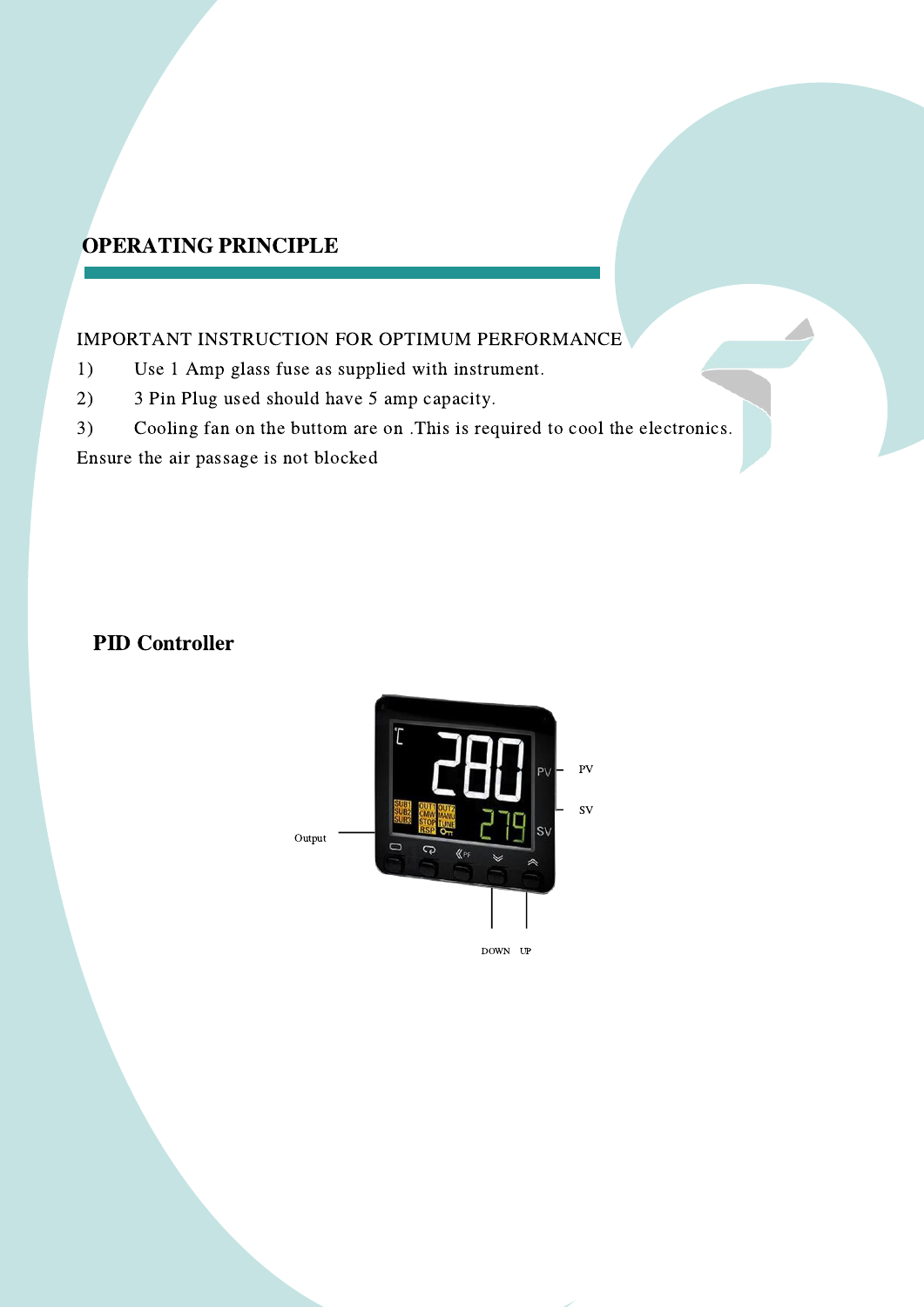## OPERATING PRINCIPLE

IMPORTANT INSTRUCTION FOR OPTIMUM PERFORMANCE

1) Use 1 Amp glass fuse as supplied with instrument.
2) 3 Pin Plug used should have 5 amp capacity.
3) Cooling fan on the buttom are on .This is required to cool the electronics.

Ensure the air passage is not blocked

## PID Controller

PV

SV

Output

DOWN UP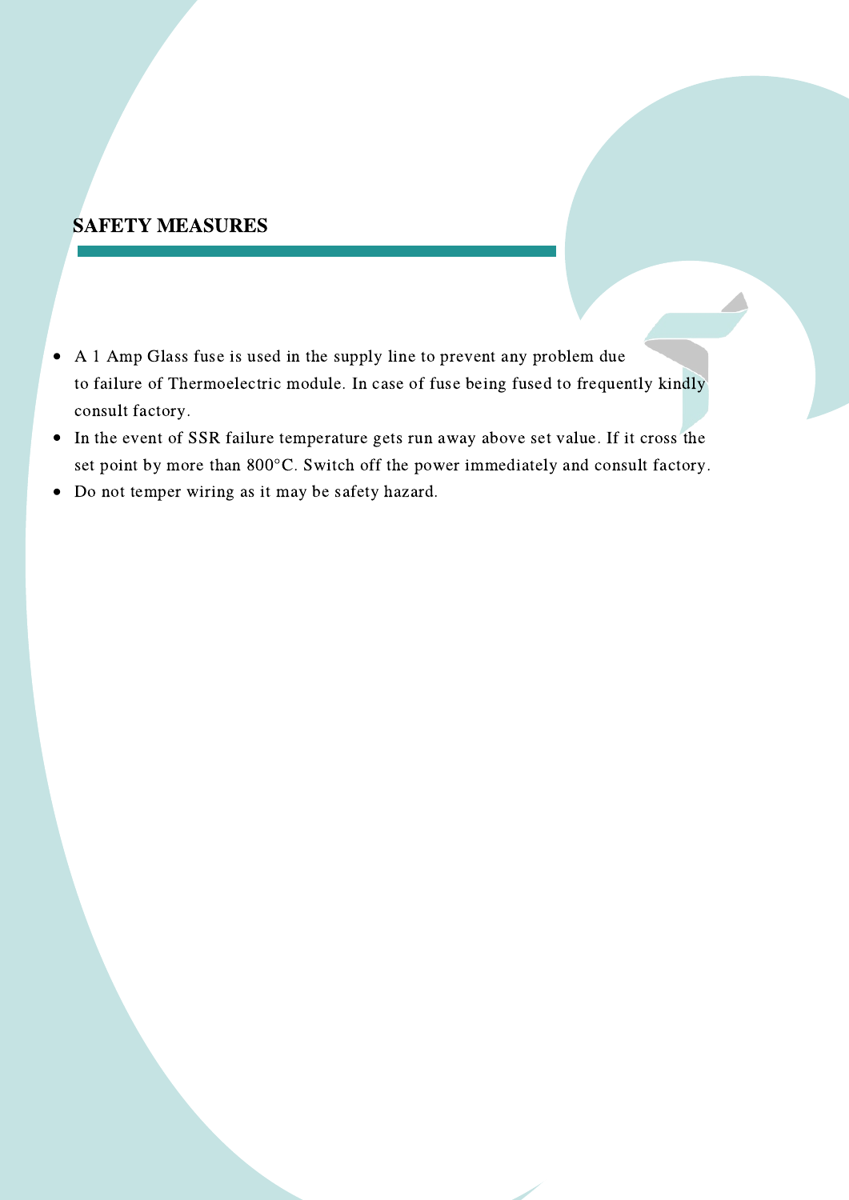## SAFETY MEASURES

- A 1 Amp Glass fuse is used in the supply line to prevent any problem due to failure of Thermoelectric module. In case of fuse being fused to frequently kindly consult factory.
- In the event of SSR failure temperature gets run away above set value. If it cross the set point by more than 800°C. Switch off the power immediately and consult factory.
- Do not temper wiring as it may be safety hazard.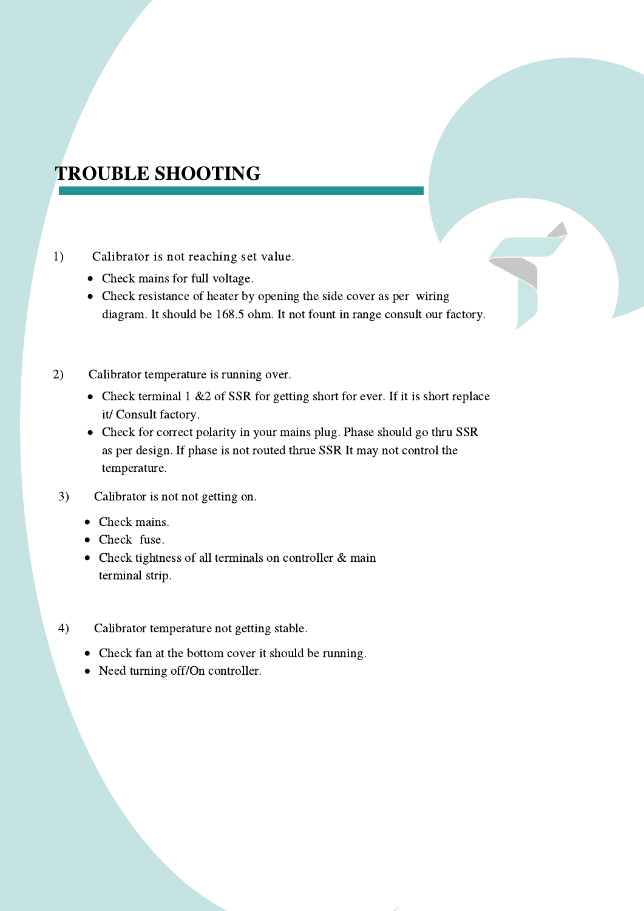# TROUBLE SHOOTING

1) Calibrator is not reaching set value.

- Check mains for full voltage.
- Check resistance of heater by opening the side cover as per wiring diagram. It should be 168.5 ohm. It not fount in range consult our factory.

2) Calibrator temperature is running over.

- Check terminal 1 &2 of SSR for getting short for ever. If it is short replace it/ Consult factory.
- Check for correct polarity in your mains plug. Phase should go thru SSR as per design. If phase is not routed thrue SSR It may not control the temperature.

3) Calibrator is not not getting on.

- Check mains.
- Check fuse.
- Check tightness of all terminals on controller & main terminal strip.

4) Calibrator temperature not getting stable.

- Check fan at the bottom cover it should be running.
- Need turning off/On controller.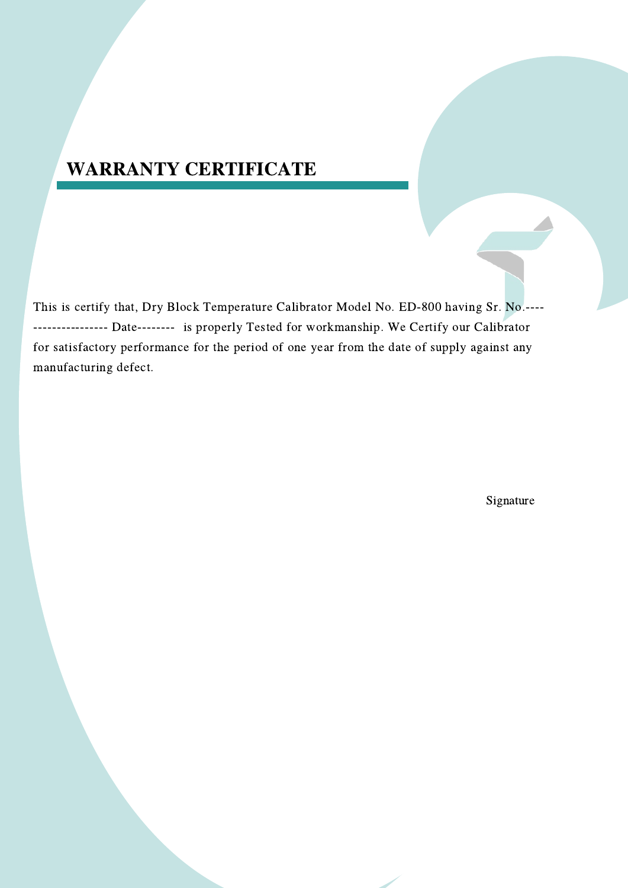## WARRANTY CERTIFICATE

This is certify that, Dry Block Temperature Calibrator Model No. ED-800 having Sr. No.-------------------- Date-------- is properly Tested for workmanship. We Certify our Calibrator for satisfactory performance for the period of one year from the date of supply against any manufacturing defect.

Signature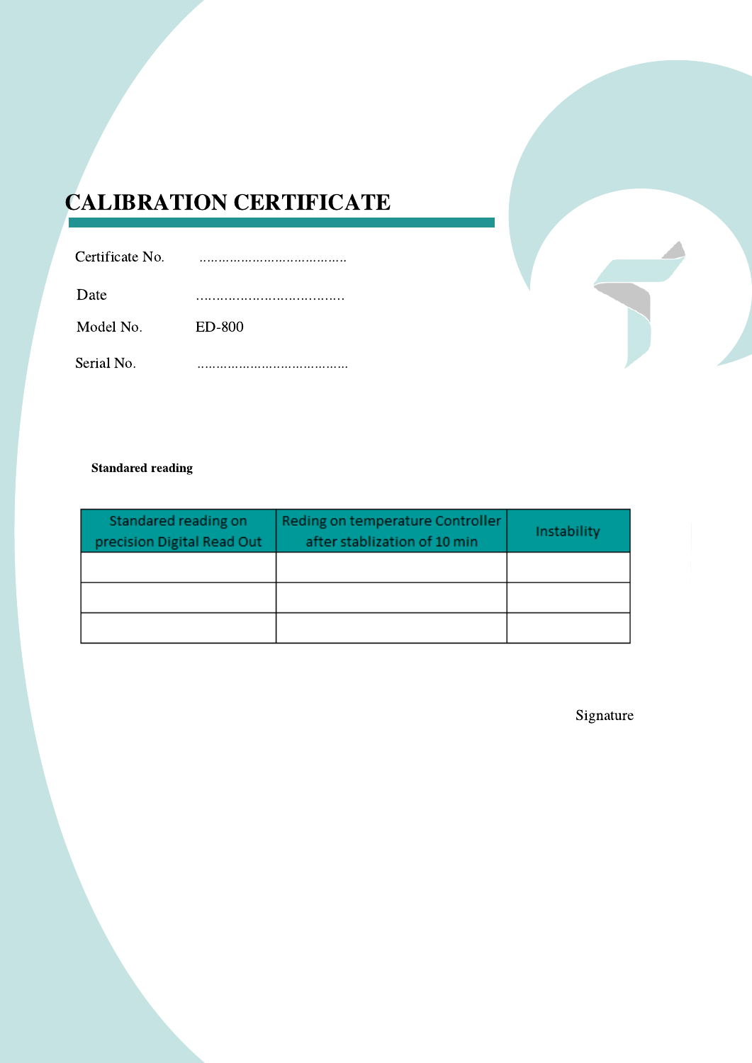# CALIBRATION CERTIFICATE

Certificate No. ……………………………….

Date ……………………………….

Model No. ED-800

Serial No. ……………………………….

**Standared reading**

| Standared reading on precision Digital Read Out | Reding on temperature Controller after stablization of 10 min | Instability |
|---|---|---|
| | | |
| | | |
| | | |

Signature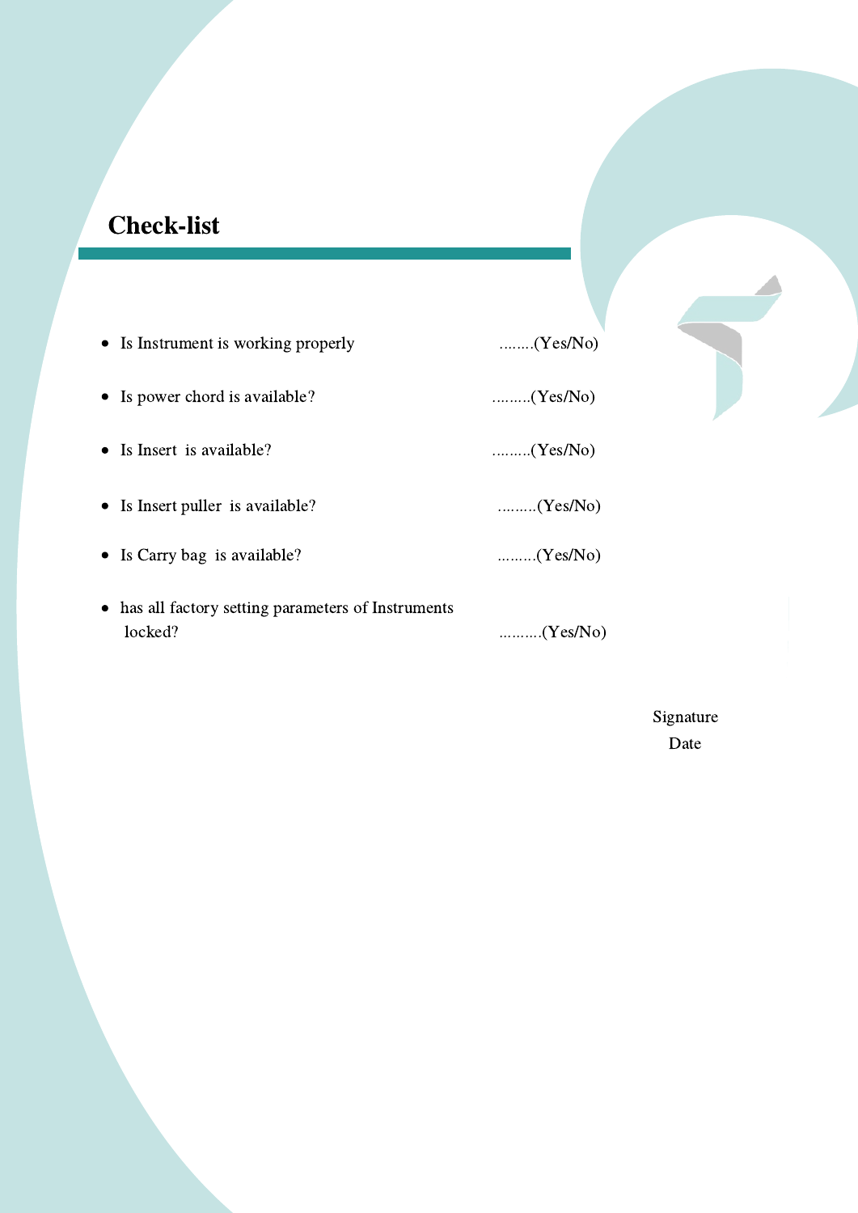# Check-list

- Is Instrument is working properly ........(Yes/No)
- Is power chord is available? .........(Yes/No)
- Is Insert is available? .........(Yes/No)
- Is Insert puller is available? .........(Yes/No)
- Is Carry bag is available? .........(Yes/No)
- has all factory setting parameters of Instruments locked? ..........(Yes/No)

Signature

Date